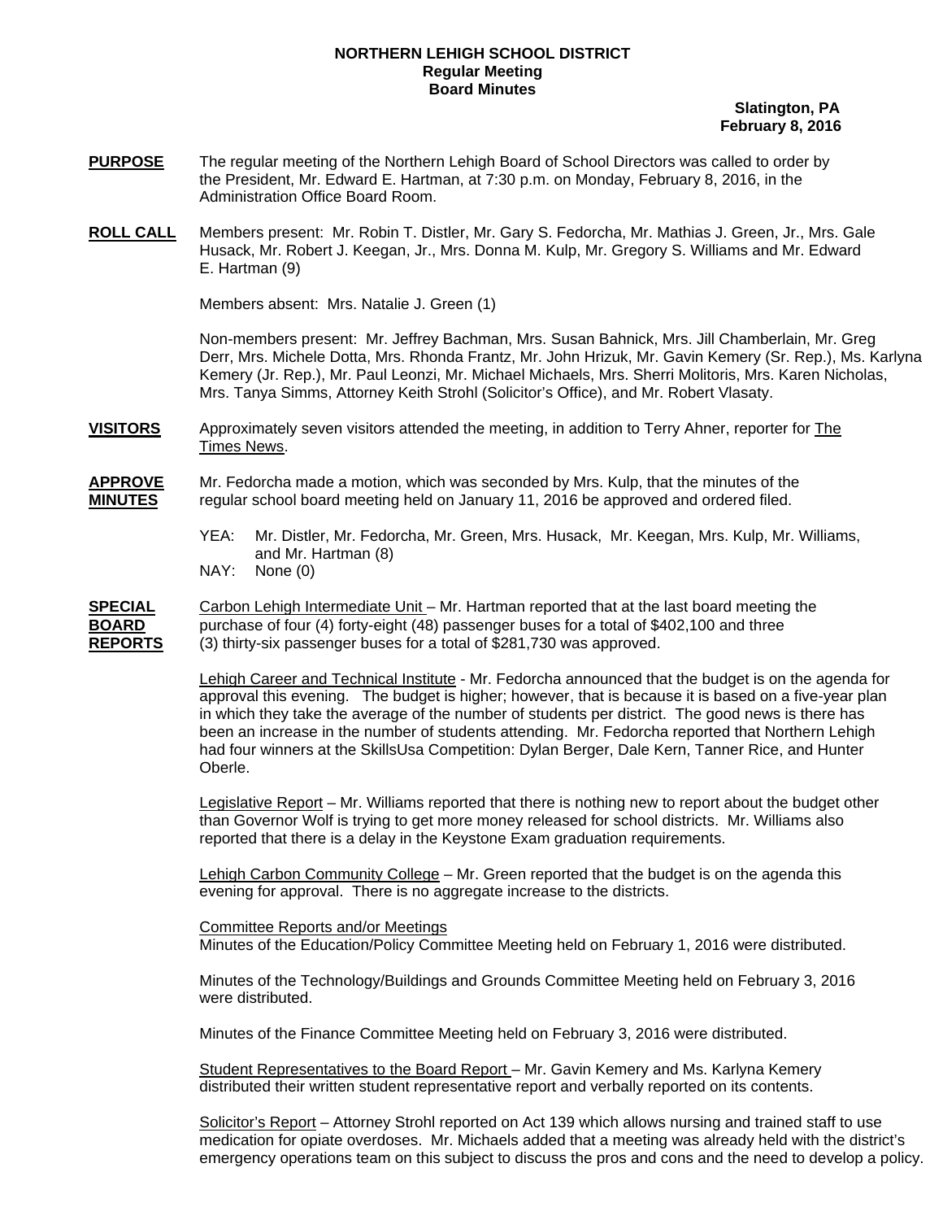# NORTHERN LEHIGH SCHOOL DISTRICT
## Regular Meeting
## Board Minutes

**Slatington, PA**
**February 8, 2016**

**PURPOSE** The regular meeting of the Northern Lehigh Board of School Directors was called to order by the President, Mr. Edward E. Hartman, at 7:30 p.m. on Monday, February 8, 2016, in the Administration Office Board Room.

**ROLL CALL** Members present: Mr. Robin T. Distler, Mr. Gary S. Fedorcha, Mr. Mathias J. Green, Jr., Mrs. Gale Husack, Mr. Robert J. Keegan, Jr., Mrs. Donna M. Kulp, Mr. Gregory S. Williams and Mr. Edward E. Hartman (9)

Members absent: Mrs. Natalie J. Green (1)

Non-members present: Mr. Jeffrey Bachman, Mrs. Susan Bahnick, Mrs. Jill Chamberlain, Mr. Greg Derr, Mrs. Michele Dotta, Mrs. Rhonda Frantz, Mr. John Hrizuk, Mr. Gavin Kemery (Sr. Rep.), Ms. Karlyna Kemery (Jr. Rep.), Mr. Paul Leonzi, Mr. Michael Michaels, Mrs. Sherri Molitoris, Mrs. Karen Nicholas, Mrs. Tanya Simms, Attorney Keith Strohl (Solicitor's Office), and Mr. Robert Vlasaty.

**VISITORS** Approximately seven visitors attended the meeting, in addition to Terry Ahner, reporter for The Times News.

**APPROVE MINUTES** Mr. Fedorcha made a motion, which was seconded by Mrs. Kulp, that the minutes of the regular school board meeting held on January 11, 2016 be approved and ordered filed.

YEA: Mr. Distler, Mr. Fedorcha, Mr. Green, Mrs. Husack, Mr. Keegan, Mrs. Kulp, Mr. Williams, and Mr. Hartman (8)
NAY: None (0)

**SPECIAL BOARD REPORTS** Carbon Lehigh Intermediate Unit – Mr. Hartman reported that at the last board meeting the purchase of four (4) forty-eight (48) passenger buses for a total of $402,100 and three (3) thirty-six passenger buses for a total of $281,730 was approved.

Lehigh Career and Technical Institute - Mr. Fedorcha announced that the budget is on the agenda for approval this evening. The budget is higher; however, that is because it is based on a five-year plan in which they take the average of the number of students per district. The good news is there has been an increase in the number of students attending. Mr. Fedorcha reported that Northern Lehigh had four winners at the SkillsUsa Competition: Dylan Berger, Dale Kern, Tanner Rice, and Hunter Oberle.

Legislative Report – Mr. Williams reported that there is nothing new to report about the budget other than Governor Wolf is trying to get more money released for school districts. Mr. Williams also reported that there is a delay in the Keystone Exam graduation requirements.

Lehigh Carbon Community College – Mr. Green reported that the budget is on the agenda this evening for approval. There is no aggregate increase to the districts.

Committee Reports and/or Meetings
Minutes of the Education/Policy Committee Meeting held on February 1, 2016 were distributed.

Minutes of the Technology/Buildings and Grounds Committee Meeting held on February 3, 2016 were distributed.

Minutes of the Finance Committee Meeting held on February 3, 2016 were distributed.

Student Representatives to the Board Report – Mr. Gavin Kemery and Ms. Karlyna Kemery distributed their written student representative report and verbally reported on its contents.

Solicitor's Report – Attorney Strohl reported on Act 139 which allows nursing and trained staff to use medication for opiate overdoses. Mr. Michaels added that a meeting was already held with the district's emergency operations team on this subject to discuss the pros and cons and the need to develop a policy.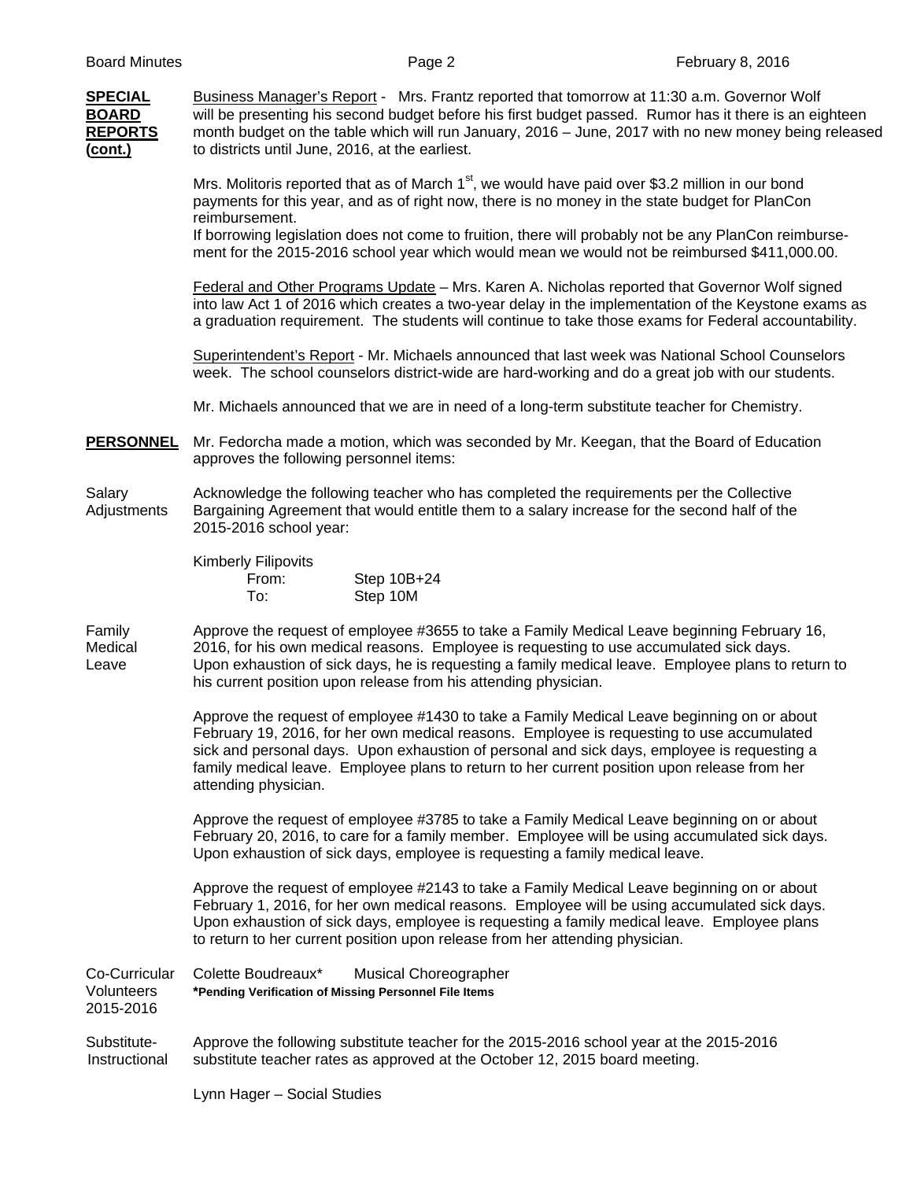**SPECIAL BOARD REPORTS (cont.)**

Business Manager's Report - Mrs. Frantz reported that tomorrow at 11:30 a.m. Governor Wolf will be presenting his second budget before his first budget passed. Rumor has it there is an eighteen month budget on the table which will run January, 2016 – June, 2017 with no new money being released to districts until June, 2016, at the earliest.

Mrs. Molitoris reported that as of March 1st, we would have paid over $3.2 million in our bond payments for this year, and as of right now, there is no money in the state budget for PlanCon reimbursement.
If borrowing legislation does not come to fruition, there will probably not be any PlanCon reimbursement for the 2015-2016 school year which would mean we would not be reimbursed $411,000.00.

Federal and Other Programs Update – Mrs. Karen A. Nicholas reported that Governor Wolf signed into law Act 1 of 2016 which creates a two-year delay in the implementation of the Keystone exams as a graduation requirement. The students will continue to take those exams for Federal accountability.

Superintendent's Report - Mr. Michaels announced that last week was National School Counselors week. The school counselors district-wide are hard-working and do a great job with our students.

Mr. Michaels announced that we are in need of a long-term substitute teacher for Chemistry.

**PERSONNEL**

Mr. Fedorcha made a motion, which was seconded by Mr. Keegan, that the Board of Education approves the following personnel items:

Salary Adjustments

Acknowledge the following teacher who has completed the requirements per the Collective Bargaining Agreement that would entitle them to a salary increase for the second half of the 2015-2016 school year:

Kimberly Filipovits
From: Step 10B+24
To: Step 10M

Family Medical Leave

Approve the request of employee #3655 to take a Family Medical Leave beginning February 16, 2016, for his own medical reasons. Employee is requesting to use accumulated sick days. Upon exhaustion of sick days, he is requesting a family medical leave. Employee plans to return to his current position upon release from his attending physician.

Approve the request of employee #1430 to take a Family Medical Leave beginning on or about February 19, 2016, for her own medical reasons. Employee is requesting to use accumulated sick and personal days. Upon exhaustion of personal and sick days, employee is requesting a family medical leave. Employee plans to return to her current position upon release from her attending physician.

Approve the request of employee #3785 to take a Family Medical Leave beginning on or about February 20, 2016, to care for a family member. Employee will be using accumulated sick days. Upon exhaustion of sick days, employee is requesting a family medical leave.

Approve the request of employee #2143 to take a Family Medical Leave beginning on or about February 1, 2016, for her own medical reasons. Employee will be using accumulated sick days. Upon exhaustion of sick days, employee is requesting a family medical leave. Employee plans to return to her current position upon release from her attending physician.

Co-Curricular Volunteers 2015-2016

Colette Boudreaux* Musical Choreographer
**\*Pending Verification of Missing Personnel File Items**

Substitute-Instructional

Approve the following substitute teacher for the 2015-2016 school year at the 2015-2016 substitute teacher rates as approved at the October 12, 2015 board meeting.

Lynn Hager – Social Studies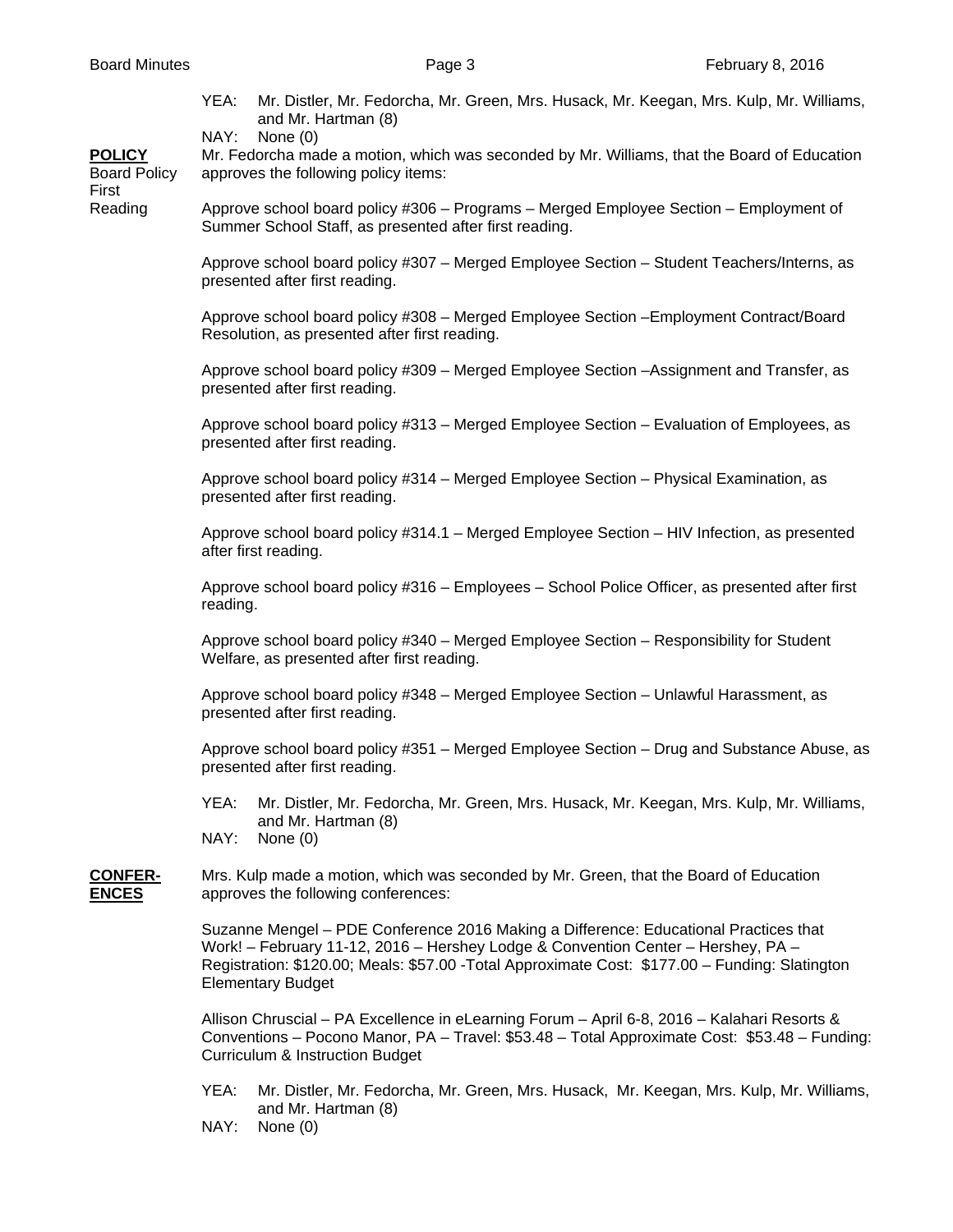YEA: Mr. Distler, Mr. Fedorcha, Mr. Green, Mrs. Husack, Mr. Keegan, Mrs. Kulp, Mr. Williams, and Mr. Hartman (8)
NAY: None (0)

**POLICY**
Board Policy First Reading

Mr. Fedorcha made a motion, which was seconded by Mr. Williams, that the Board of Education approves the following policy items:

Approve school board policy #306 – Programs – Merged Employee Section – Employment of Summer School Staff, as presented after first reading.

Approve school board policy #307 – Merged Employee Section – Student Teachers/Interns, as presented after first reading.

Approve school board policy #308 – Merged Employee Section –Employment Contract/Board Resolution, as presented after first reading.

Approve school board policy #309 – Merged Employee Section –Assignment and Transfer, as presented after first reading.

Approve school board policy #313 – Merged Employee Section – Evaluation of Employees, as presented after first reading.

Approve school board policy #314 – Merged Employee Section – Physical Examination, as presented after first reading.

Approve school board policy #314.1 – Merged Employee Section – HIV Infection, as presented after first reading.

Approve school board policy #316 – Employees – School Police Officer, as presented after first reading.

Approve school board policy #340 – Merged Employee Section – Responsibility for Student Welfare, as presented after first reading.

Approve school board policy #348 – Merged Employee Section – Unlawful Harassment, as presented after first reading.

Approve school board policy #351 – Merged Employee Section – Drug and Substance Abuse, as presented after first reading.

YEA: Mr. Distler, Mr. Fedorcha, Mr. Green, Mrs. Husack, Mr. Keegan, Mrs. Kulp, Mr. Williams, and Mr. Hartman (8)
NAY: None (0)

**CONFERENCES**

Mrs. Kulp made a motion, which was seconded by Mr. Green, that the Board of Education approves the following conferences:

Suzanne Mengel – PDE Conference 2016 Making a Difference: Educational Practices that Work! – February 11-12, 2016 – Hershey Lodge & Convention Center – Hershey, PA – Registration: $120.00; Meals: $57.00 -Total Approximate Cost: $177.00 – Funding: Slatington Elementary Budget

Allison Chruscial – PA Excellence in eLearning Forum – April 6-8, 2016 – Kalahari Resorts & Conventions – Pocono Manor, PA – Travel: $53.48 – Total Approximate Cost: $53.48 – Funding: Curriculum & Instruction Budget

YEA: Mr. Distler, Mr. Fedorcha, Mr. Green, Mrs. Husack, Mr. Keegan, Mrs. Kulp, Mr. Williams, and Mr. Hartman (8)
NAY: None (0)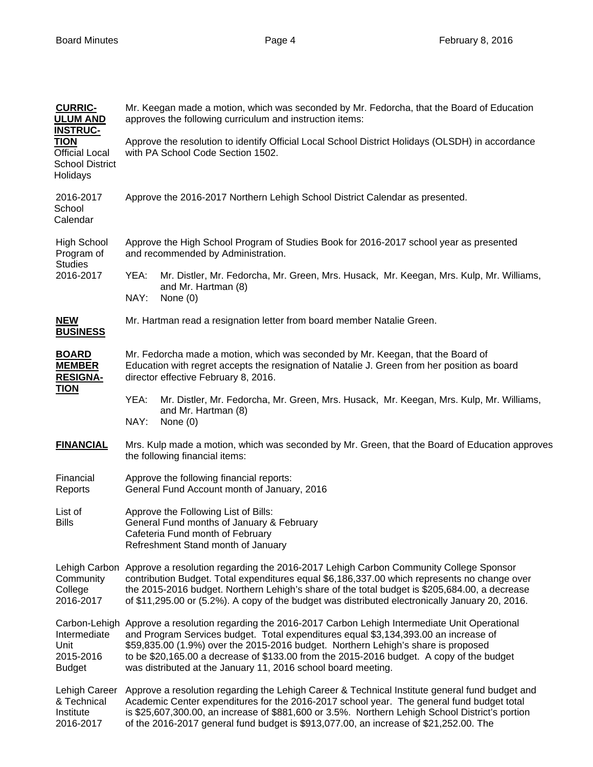**CURRICULUM AND INSTRUCTION**

Mr. Keegan made a motion, which was seconded by Mr. Fedorcha, that the Board of Education approves the following curriculum and instruction items:

Official Local School District Holidays

Approve the resolution to identify Official Local School District Holidays (OLSDH) in accordance with PA School Code Section 1502.

2016-2017 School Calendar

Approve the 2016-2017 Northern Lehigh School District Calendar as presented.

High School Program of Studies 2016-2017

Approve the High School Program of Studies Book for 2016-2017 school year as presented and recommended by Administration.

YEA: Mr. Distler, Mr. Fedorcha, Mr. Green, Mrs. Husack, Mr. Keegan, Mrs. Kulp, Mr. Williams, and Mr. Hartman (8)
NAY: None (0)

**NEW BUSINESS**

Mr. Hartman read a resignation letter from board member Natalie Green.

**BOARD MEMBER RESIGNATION**

Mr. Fedorcha made a motion, which was seconded by Mr. Keegan, that the Board of Education with regret accepts the resignation of Natalie J. Green from her position as board director effective February 8, 2016.

YEA: Mr. Distler, Mr. Fedorcha, Mr. Green, Mrs. Husack, Mr. Keegan, Mrs. Kulp, Mr. Williams, and Mr. Hartman (8)
NAY: None (0)

**FINANCIAL**

Mrs. Kulp made a motion, which was seconded by Mr. Green, that the Board of Education approves the following financial items:

Financial Reports

Approve the following financial reports:
General Fund Account month of January, 2016

List of Bills

Approve the Following List of Bills:
General Fund months of January & February
Cafeteria Fund month of February
Refreshment Stand month of January

Lehigh Carbon Community College 2016-2017

Approve a resolution regarding the 2016-2017 Lehigh Carbon Community College Sponsor contribution Budget. Total expenditures equal $6,186,337.00 which represents no change over the 2015-2016 budget. Northern Lehigh's share of the total budget is $205,684.00, a decrease of $11,295.00 or (5.2%). A copy of the budget was distributed electronically January 20, 2016.

Carbon-Lehigh Intermediate Unit 2015-2016 Budget

Approve a resolution regarding the 2016-2017 Carbon Lehigh Intermediate Unit Operational and Program Services budget. Total expenditures equal $3,134,393.00 an increase of $59,835.00 (1.9%) over the 2015-2016 budget. Northern Lehigh's share is proposed to be $20,165.00 a decrease of $133.00 from the 2015-2016 budget. A copy of the budget was distributed at the January 11, 2016 school board meeting.

Lehigh Career & Technical Institute 2016-2017

Approve a resolution regarding the Lehigh Career & Technical Institute general fund budget and Academic Center expenditures for the 2016-2017 school year. The general fund budget total is $25,607,300.00, an increase of $881,600 or 3.5%. Northern Lehigh School District's portion of the 2016-2017 general fund budget is $913,077.00, an increase of $21,252.00. The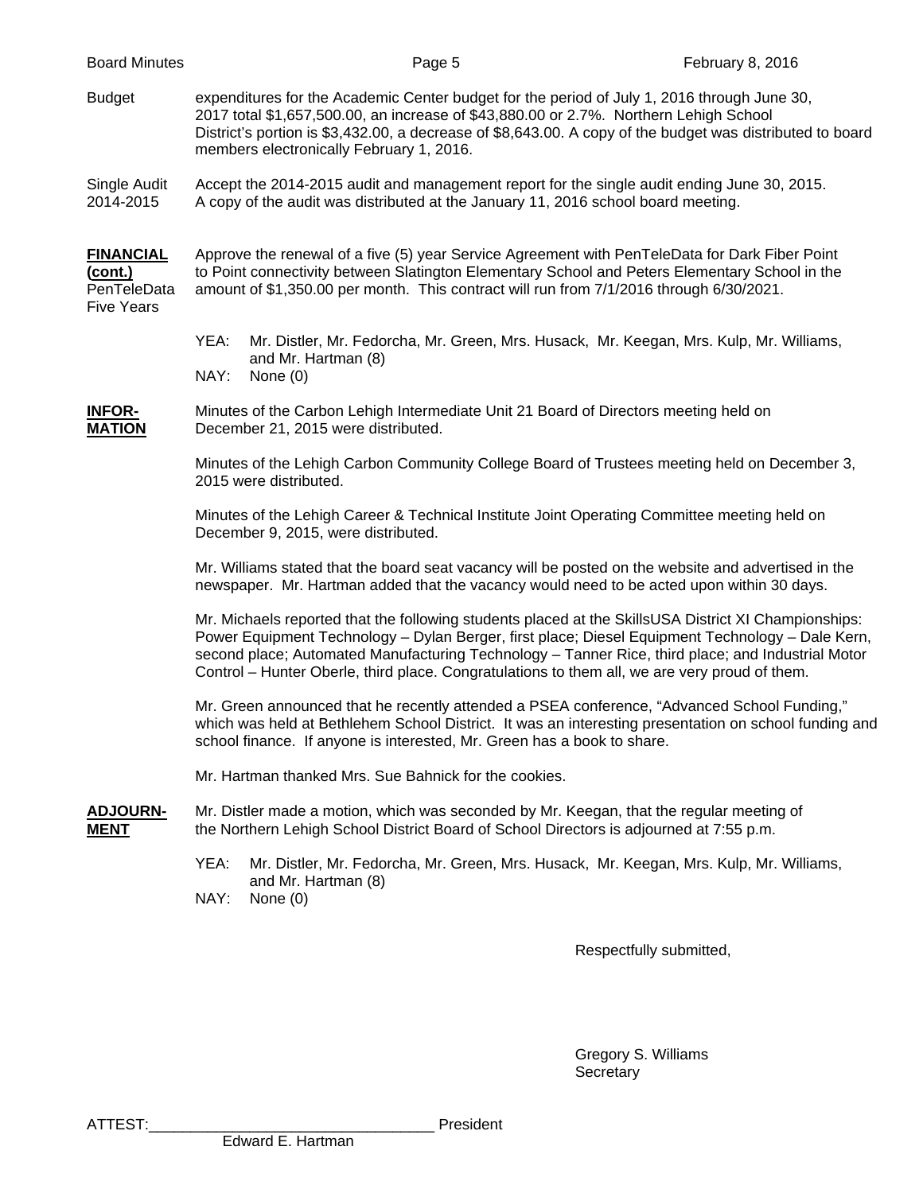Budget — expenditures for the Academic Center budget for the period of July 1, 2016 through June 30, 2017 total $1,657,500.00, an increase of $43,880.00 or 2.7%. Northern Lehigh School District's portion is $3,432.00, a decrease of $8,643.00. A copy of the budget was distributed to board members electronically February 1, 2016.

Single Audit 2014-2015 — Accept the 2014-2015 audit and management report for the single audit ending June 30, 2015. A copy of the audit was distributed at the January 11, 2016 school board meeting.

**FINANCIAL (cont.)**

PenTeleData Five Years — Approve the renewal of a five (5) year Service Agreement with PenTeleData for Dark Fiber Point to Point connectivity between Slatington Elementary School and Peters Elementary School in the amount of $1,350.00 per month. This contract will run from 7/1/2016 through 6/30/2021.

YEA: Mr. Distler, Mr. Fedorcha, Mr. Green, Mrs. Husack, Mr. Keegan, Mrs. Kulp, Mr. Williams, and Mr. Hartman (8)
NAY: None (0)

**INFORMATION**

Minutes of the Carbon Lehigh Intermediate Unit 21 Board of Directors meeting held on December 21, 2015 were distributed.

Minutes of the Lehigh Carbon Community College Board of Trustees meeting held on December 3, 2015 were distributed.

Minutes of the Lehigh Career & Technical Institute Joint Operating Committee meeting held on December 9, 2015, were distributed.

Mr. Williams stated that the board seat vacancy will be posted on the website and advertised in the newspaper. Mr. Hartman added that the vacancy would need to be acted upon within 30 days.

Mr. Michaels reported that the following students placed at the SkillsUSA District XI Championships: Power Equipment Technology – Dylan Berger, first place; Diesel Equipment Technology – Dale Kern, second place; Automated Manufacturing Technology – Tanner Rice, third place; and Industrial Motor Control – Hunter Oberle, third place. Congratulations to them all, we are very proud of them.

Mr. Green announced that he recently attended a PSEA conference, "Advanced School Funding," which was held at Bethlehem School District. It was an interesting presentation on school funding and school finance. If anyone is interested, Mr. Green has a book to share.

Mr. Hartman thanked Mrs. Sue Bahnick for the cookies.

**ADJOURNMENT**

Mr. Distler made a motion, which was seconded by Mr. Keegan, that the regular meeting of the Northern Lehigh School District Board of School Directors is adjourned at 7:55 p.m.

YEA: Mr. Distler, Mr. Fedorcha, Mr. Green, Mrs. Husack, Mr. Keegan, Mrs. Kulp, Mr. Williams, and Mr. Hartman (8)
NAY: None (0)

Respectfully submitted,

Gregory S. Williams
Secretary

ATTEST:_________________________________ President
Edward E. Hartman